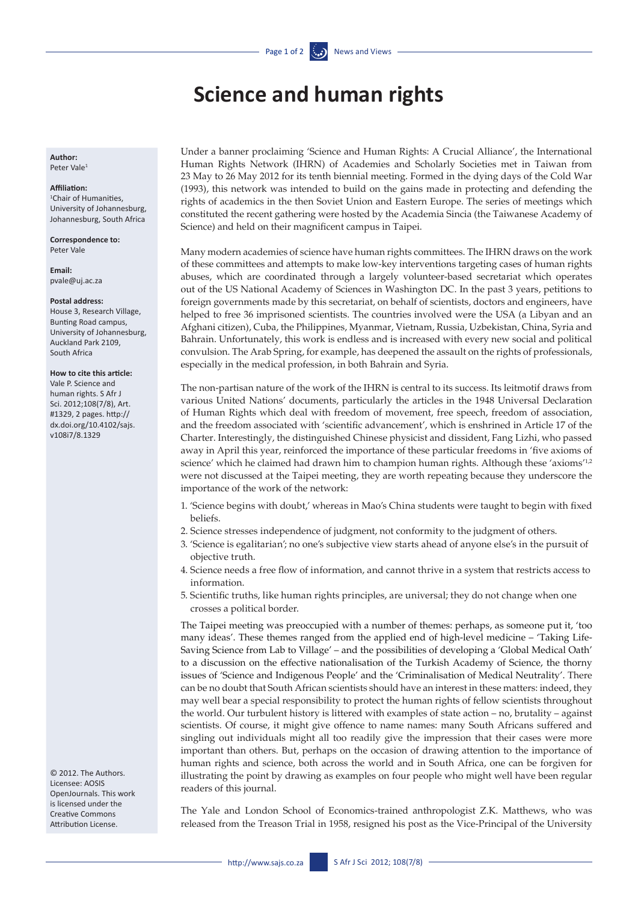# Science and human rights

**Author:**
Peter Vale[1]

**Affiliation:**
[1]Chair of Humanities, University of Johannesburg, Johannesburg, South Africa

**Correspondence to:**
Peter Vale

**Email:**
pvale@uj.ac.za

**Postal address:**
House 3, Research Village, Bunting Road campus, University of Johannesburg, Auckland Park 2109, South Africa

**How to cite this article:**
Vale P. Science and human rights. S Afr J Sci. 2012;108(7/8), Art. #1329, 2 pages. http://dx.doi.org/10.4102/sajs.v108i7/8.1329

© 2012. The Authors. Licensee: AOSIS OpenJournals. This work is licensed under the Creative Commons Attribution License.

Under a banner proclaiming 'Science and Human Rights: A Crucial Alliance', the International Human Rights Network (IHRN) of Academies and Scholarly Societies met in Taiwan from 23 May to 26 May 2012 for its tenth biennial meeting. Formed in the dying days of the Cold War (1993), this network was intended to build on the gains made in protecting and defending the rights of academics in the then Soviet Union and Eastern Europe. The series of meetings which constituted the recent gathering were hosted by the Academia Sincia (the Taiwanese Academy of Science) and held on their magnificent campus in Taipei.

Many modern academies of science have human rights committees. The IHRN draws on the work of these committees and attempts to make low-key interventions targeting cases of human rights abuses, which are coordinated through a largely volunteer-based secretariat which operates out of the US National Academy of Sciences in Washington DC. In the past 3 years, petitions to foreign governments made by this secretariat, on behalf of scientists, doctors and engineers, have helped to free 36 imprisoned scientists. The countries involved were the USA (a Libyan and an Afghani citizen), Cuba, the Philippines, Myanmar, Vietnam, Russia, Uzbekistan, China, Syria and Bahrain. Unfortunately, this work is endless and is increased with every new social and political convulsion. The Arab Spring, for example, has deepened the assault on the rights of professionals, especially in the medical profession, in both Bahrain and Syria.

The non-partisan nature of the work of the IHRN is central to its success. Its leitmotif draws from various United Nations' documents, particularly the articles in the 1948 Universal Declaration of Human Rights which deal with freedom of movement, free speech, freedom of association, and the freedom associated with 'scientific advancement', which is enshrined in Article 17 of the Charter. Interestingly, the distinguished Chinese physicist and dissident, Fang Lizhi, who passed away in April this year, reinforced the importance of these particular freedoms in 'five axioms of science' which he claimed had drawn him to champion human rights. Although these 'axioms'[1,2] were not discussed at the Taipei meeting, they are worth repeating because they underscore the importance of the work of the network:

1. 'Science begins with doubt,' whereas in Mao's China students were taught to begin with fixed beliefs.
2. Science stresses independence of judgment, not conformity to the judgment of others.
3. 'Science is egalitarian'; no one's subjective view starts ahead of anyone else's in the pursuit of objective truth.
4. Science needs a free flow of information, and cannot thrive in a system that restricts access to information.
5. Scientific truths, like human rights principles, are universal; they do not change when one crosses a political border.

The Taipei meeting was preoccupied with a number of themes: perhaps, as someone put it, 'too many ideas'. These themes ranged from the applied end of high-level medicine – 'Taking Life-Saving Science from Lab to Village' – and the possibilities of developing a 'Global Medical Oath' to a discussion on the effective nationalisation of the Turkish Academy of Science, the thorny issues of 'Science and Indigenous People' and the 'Criminalisation of Medical Neutrality'. There can be no doubt that South African scientists should have an interest in these matters: indeed, they may well bear a special responsibility to protect the human rights of fellow scientists throughout the world. Our turbulent history is littered with examples of state action – no, brutality – against scientists. Of course, it might give offence to name names: many South Africans suffered and singling out individuals might all too readily give the impression that their cases were more important than others. But, perhaps on the occasion of drawing attention to the importance of human rights and science, both across the world and in South Africa, one can be forgiven for illustrating the point by drawing as examples on four people who might well have been regular readers of this journal.

The Yale and London School of Economics-trained anthropologist Z.K. Matthews, who was released from the Treason Trial in 1958, resigned his post as the Vice-Principal of the University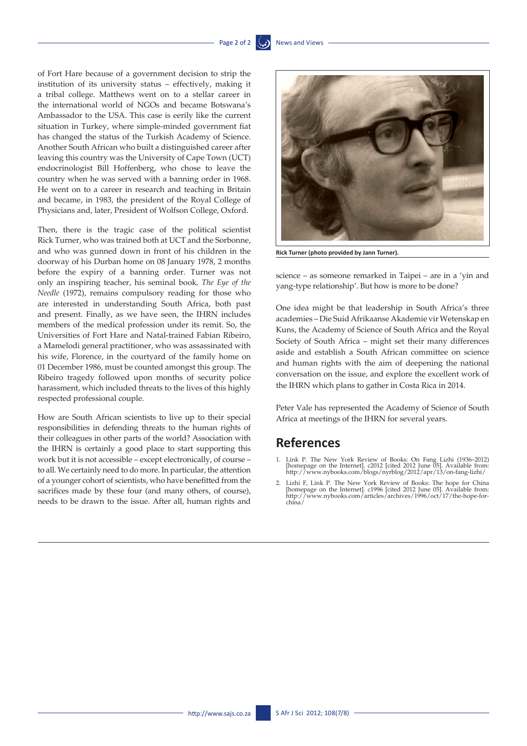of Fort Hare because of a government decision to strip the institution of its university status – effectively, making it a tribal college. Matthews went on to a stellar career in the international world of NGOs and became Botswana's Ambassador to the USA. This case is eerily like the current situation in Turkey, where simple-minded government fiat has changed the status of the Turkish Academy of Science. Another South African who built a distinguished career after leaving this country was the University of Cape Town (UCT) endocrinologist Bill Hoffenberg, who chose to leave the country when he was served with a banning order in 1968. He went on to a career in research and teaching in Britain and became, in 1983, the president of the Royal College of Physicians and, later, President of Wolfson College, Oxford.

Then, there is the tragic case of the political scientist Rick Turner, who was trained both at UCT and the Sorbonne, and who was gunned down in front of his children in the doorway of his Durban home on 08 January 1978, 2 months before the expiry of a banning order. Turner was not only an inspiring teacher, his seminal book, *The Eye of the Needle* (1972), remains compulsory reading for those who are interested in understanding South Africa, both past and present. Finally, as we have seen, the IHRN includes members of the medical profession under its remit. So, the Universities of Fort Hare and Natal-trained Fabian Ribeiro, a Mamelodi general practitioner, who was assassinated with his wife, Florence, in the courtyard of the family home on 01 December 1986, must be counted amongst this group. The Ribeiro tragedy followed upon months of security police harassment, which included threats to the lives of this highly respected professional couple.

How are South African scientists to live up to their special responsibilities in defending threats to the human rights of their colleagues in other parts of the world? Association with the IHRN is certainly a good place to start supporting this work but it is not accessible – except electronically, of course – to all. We certainly need to do more. In particular, the attention of a younger cohort of scientists, who have benefitted from the sacrifices made by these four (and many others, of course), needs to be drawn to the issue. After all, human rights and science – as someone remarked in Taipei – are in a 'yin and yang-type relationship'. But how is more to be done?

**Rick Turner (photo provided by Jann Turner).**

One idea might be that leadership in South Africa's three academies – Die Suid Afrikaanse Akademie vir Wetenskap en Kuns, the Academy of Science of South Africa and the Royal Society of South Africa – might set their many differences aside and establish a South African committee on science and human rights with the aim of deepening the national conversation on the issue, and explore the excellent work of the IHRN which plans to gather in Costa Rica in 2014.

Peter Vale has represented the Academy of Science of South Africa at meetings of the IHRN for several years.

## References

1. Link P. The New York Review of Books: On Fang Lizhi (1936–2012) [homepage on the Internet]. c2012 [cited 2012 June 05]. Available from: http://www.nybooks.com/blogs/nyrblog/2012/apr/13/on-fang-lizhi/
2. Lizhi F, Link P. The New York Review of Books: The hope for China [homepage on the Internet]. c1996 [cited 2012 June 05]. Available from: http://www.nybooks.com/articles/archives/1996/oct/17/the-hope-for-china/